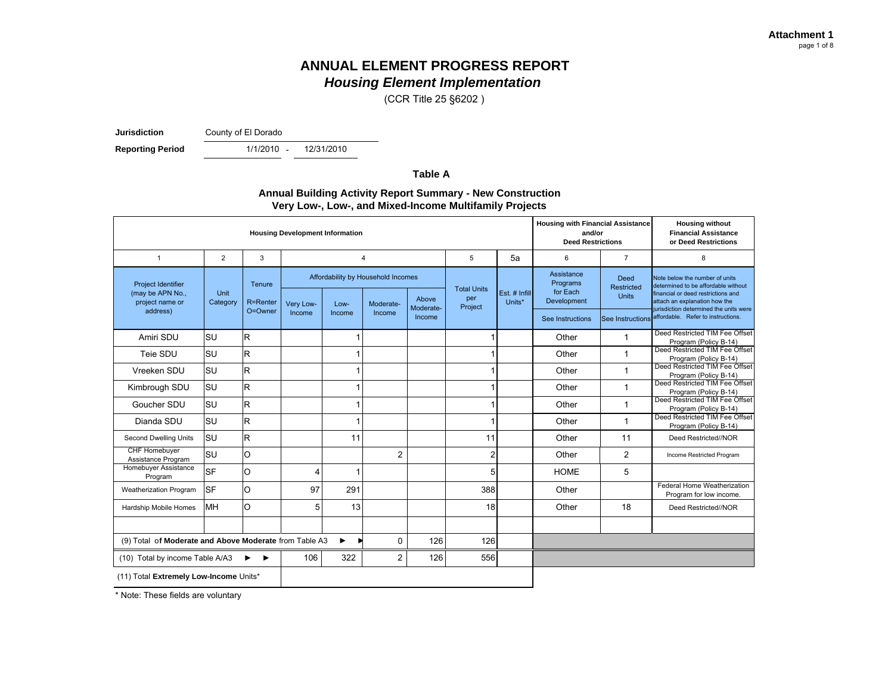**Attachment 1**

# ANNUAL ELEMENT PROGRESS REPORT
## *Housing Element Implementation*

(CCR Title 25 §6202 )

**Jurisdiction** County of El Dorado

**Reporting Period** 1/1/2010 - 12/31/2010

### Table A

**Annual Building Activity Report Summary - New Construction**
**Very Low-, Low-, and Mixed-Income Multifamily Projects**

| Housing Development Information | | | | | | | | | Housing with Financial Assistance and/or Deed Restrictions | | Housing without Financial Assistance or Deed Restrictions |
|---|---|---|---|---|---|---|---|---|---|---|---|
| 1 | 2 | 3 | 4 | | | | 5 | 5a | 6 | 7 | 8 |
| Project Identifier (may be APN No., project name or address) | Unit Category | Tenure R=Renter O=Owner | Affordability by Household Incomes: Very Low-Income | Low-Income | Moderate-Income | Above Moderate-Income | Total Units per Project | Est. # Infill Units* | Assistance Programs for Each Development See Instructions | Deed Restricted Units See Instructions | Note below the number of units determined to be affordable without financial or deed restrictions and attach an explanation how the jurisdiction determined the units were affordable. Refer to instructions. |
| Amiri SDU | SU | R | | 1 | | | 1 | | Other | 1 | Deed Restricted TIM Fee Offset Program (Policy B-14) |
| Teie SDU | SU | R | | 1 | | | 1 | | Other | 1 | Deed Restricted TIM Fee Offset Program (Policy B-14) |
| Vreeken SDU | SU | R | | 1 | | | 1 | | Other | 1 | Deed Restricted TIM Fee Offset Program (Policy B-14) |
| Kimbrough SDU | SU | R | | 1 | | | 1 | | Other | 1 | Deed Restricted TIM Fee Offset Program (Policy B-14) |
| Goucher SDU | SU | R | | 1 | | | 1 | | Other | 1 | Deed Restricted TIM Fee Offset Program (Policy B-14) |
| Dianda SDU | SU | R | | 1 | | | 1 | | Other | 1 | Deed Restricted TIM Fee Offset Program (Policy B-14) |
| Second Dwelling Units | SU | R | | 11 | | | 11 | | Other | 11 | Deed Restricted//NOR |
| CHF Homebuyer Assistance Program | SU | O | | | 2 | | 2 | | Other | 2 | Income Restricted Program |
| Homebuyer Assistance Program | SF | O | 4 | 1 | | | 5 | | HOME | 5 | |
| Weatherization Program | SF | O | 97 | 291 | | | 388 | | Other | | Federal Home Weatherization Program for low income. |
| Hardship Mobile Homes | MH | O | 5 | 13 | | | 18 | | Other | 18 | Deed Restricted//NOR |
| | | | | | | | | | | | |
| (9) Total of **Moderate and Above Moderate** from Table A3 ► ► | | | | | 0 | 126 | 126 | | | | |
| (10) Total by income Table A/A3 ► ► | | | 106 | 322 | 2 | 126 | 556 | | | | |
| (11) Total **Extremely Low-Income** Units* | | | | | | | | | | | |

\* Note: These fields are voluntary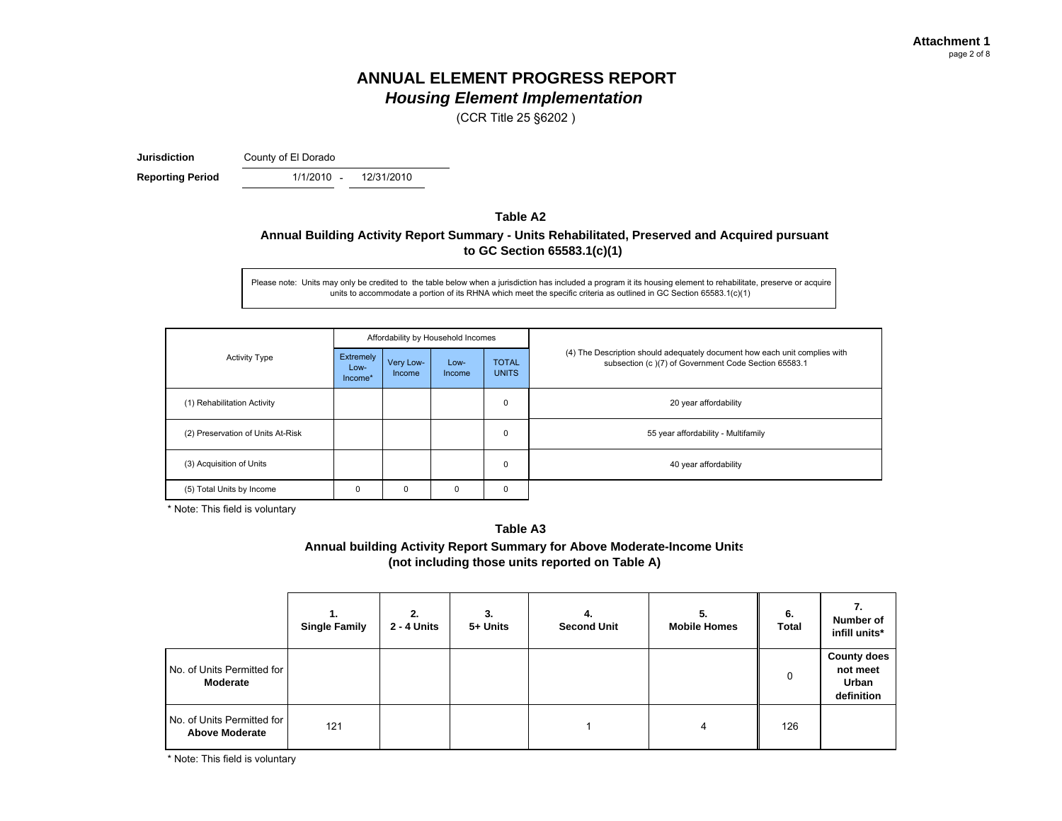**Attachment 1**

# ANNUAL ELEMENT PROGRESS REPORT
## *Housing Element Implementation*

(CCR Title 25 §6202 )

**Jurisdiction** County of El Dorado

**Reporting Period** 1/1/2010 - 12/31/2010

### Table A2

**Annual Building Activity Report Summary - Units Rehabilitated, Preserved and Acquired pursuant to GC Section 65583.1(c)(1)**

Please note: Units may only be credited to the table below when a jurisdiction has included a program it its housing element to rehabilitate, preserve or acquire units to accommodate a portion of its RHNA which meet the specific criteria as outlined in GC Section 65583.1(c)(1)

| Activity Type | Affordability by Household Incomes | | | | (4) The Description should adequately document how each unit complies with subsection (c )(7) of Government Code Section 65583.1 |
|---|---|---|---|---|---|
| | Extremely Low-Income* | Very Low-Income | Low-Income | TOTAL UNITS | |
| (1) Rehabilitation Activity | | | | 0 | 20 year affordability |
| (2) Preservation of Units At-Risk | | | | 0 | 55 year affordability - Multifamily |
| (3) Acquisition of Units | | | | 0 | 40 year affordability |
| (5) Total Units by Income | 0 | 0 | 0 | 0 | |

\* Note: This field is voluntary

### Table A3

**Annual building Activity Report Summary for Above Moderate-Income Units (not including those units reported on Table A)**

| | 1. Single Family | 2. 2 - 4 Units | 3. 5+ Units | 4. Second Unit | 5. Mobile Homes | 6. Total | 7. Number of infill units* |
|---|---|---|---|---|---|---|---|
| No. of Units Permitted for **Moderate** | | | | | | 0 | **County does not meet Urban definition** |
| No. of Units Permitted for **Above Moderate** | 121 | | | 1 | 4 | 126 | |

\* Note: This field is voluntary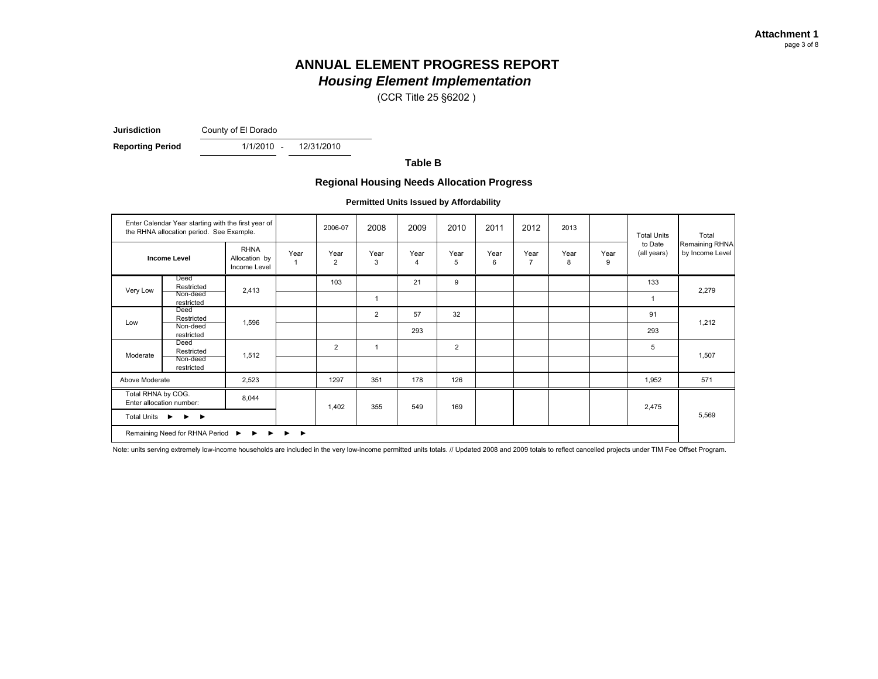**Attachment 1**
page 3 of 8

# ANNUAL ELEMENT PROGRESS REPORT
## *Housing Element Implementation*

(CCR Title 25 §6202 )

**Jurisdiction** County of El Dorado

**Reporting Period** 1/1/2010 - 12/31/2010

### Table B

### Regional Housing Needs Allocation Progress

**Permitted Units Issued by Affordability**

| Enter Calendar Year starting with the first year of the RHNA allocation period. See Example. | | | | 2006-07 | 2008 | 2009 | 2010 | 2011 | 2012 | 2013 | | Total Units to Date (all years) | Total Remaining RHNA by Income Level |
|---|---|---|---|---|---|---|---|---|---|---|---|---|---|
| **Income Level** | | RHNA Allocation by Income Level | Year 1 | Year 2 | Year 3 | Year 4 | Year 5 | Year 6 | Year 7 | Year 8 | Year 9 | | |
| Very Low | Deed Restricted | 2,413 | | 103 | | 21 | 9 | | | | | 133 | 2,279 |
| | Non-deed restricted | | | | 1 | | | | | | | 1 | |
| Low | Deed Restricted | 1,596 | | | 2 | 57 | 32 | | | | | 91 | 1,212 |
| | Non-deed restricted | | | | | 293 | | | | | | 293 | |
| Moderate | Deed Restricted | 1,512 | | 2 | 1 | | 2 | | | | | 5 | 1,507 |
| | Non-deed restricted | | | | | | | | | | | | |
| Above Moderate | | 2,523 | | 1297 | 351 | 178 | 126 | | | | | 1,952 | 571 |
| Total RHNA by COG. Enter allocation number: | | 8,044 | | | | | | | | | | | |
| Total Units ► ► ► | | | | 1,402 | 355 | 549 | 169 | | | | | 2,475 | |
| Remaining Need for RHNA Period ► ► ► ► ► | | | | | | | | | | | | | 5,569 |

Note: units serving extremely low-income households are included in the very low-income permitted units totals. // Updated 2008 and 2009 totals to reflect cancelled projects under TIM Fee Offset Program.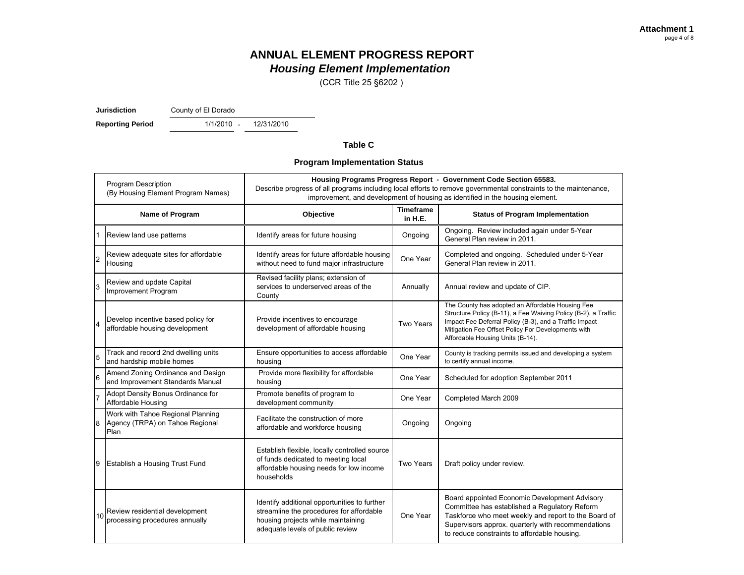**Attachment 1**

# ANNUAL ELEMENT PROGRESS REPORT

## *Housing Element Implementation*

(CCR Title 25 §6202 )

**Jurisdiction** County of El Dorado

**Reporting Period** 1/1/2010 - 12/31/2010

### Table C

### Program Implementation Status

| | Program Description (By Housing Element Program Names) | **Housing Programs Progress Report - Government Code Section 65583.** Describe progress of all programs including local efforts to remove governmental constraints to the maintenance, improvement, and development of housing as identified in the housing element. | | |
|---|---|---|---|---|
| | **Name of Program** | **Objective** | **Timeframe in H.E.** | **Status of Program Implementation** |
| 1 | Review land use patterns | Identify areas for future housing | Ongoing | Ongoing. Review included again under 5-Year General Plan review in 2011. |
| 2 | Review adequate sites for affordable Housing | Identify areas for future affordable housing without need to fund major infrastructure | One Year | Completed and ongoing. Scheduled under 5-Year General Plan review in 2011. |
| 3 | Review and update Capital Improvement Program | Revised facility plans; extension of services to underserved areas of the County | Annually | Annual review and update of CIP. |
| 4 | Develop incentive based policy for affordable housing development | Provide incentives to encourage development of affordable housing | Two Years | The County has adopted an Affordable Housing Fee Structure Policy (B-11), a Fee Waiving Policy (B-2), a Traffic Impact Fee Deferral Policy (B-3), and a Traffic Impact Mitigation Fee Offset Policy For Developments with Affordable Housing Units (B-14). |
| 5 | Track and record 2nd dwelling units and hardship mobile homes | Ensure opportunities to access affordable housing | One Year | County is tracking permits issued and developing a system to certify annual income. |
| 6 | Amend Zoning Ordinance and Design and Improvement Standards Manual | Provide more flexibility for affordable housing | One Year | Scheduled for adoption September 2011 |
| 7 | Adopt Density Bonus Ordinance for Affordable Housing | Promote benefits of program to development community | One Year | Completed March 2009 |
| 8 | Work with Tahoe Regional Planning Agency (TRPA) on Tahoe Regional Plan | Facilitate the construction of more affordable and workforce housing | Ongoing | Ongoing |
| 9 | Establish a Housing Trust Fund | Establish flexible, locally controlled source of funds dedicated to meeting local affordable housing needs for low income households | Two Years | Draft policy under review. |
| 10 | Review residential development processing procedures annually | Identify additional opportunities to further streamline the procedures for affordable housing projects while maintaining adequate levels of public review | One Year | Board appointed Economic Development Advisory Committee has established a Regulatory Reform Taskforce who meet weekly and report to the Board of Supervisors approx. quarterly with recommendations to reduce constraints to affordable housing. |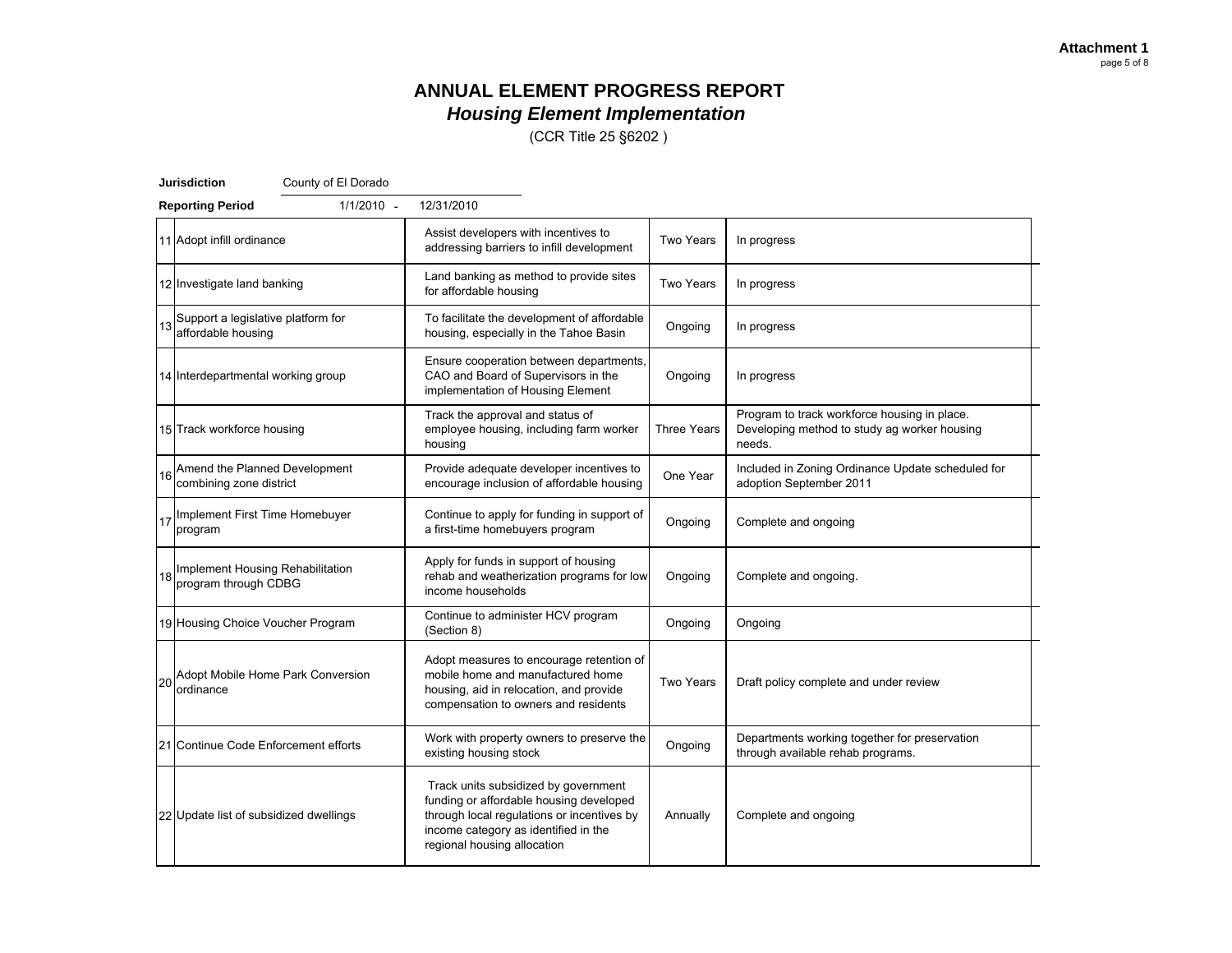**Attachment 1**

# ANNUAL ELEMENT PROGRESS REPORT
## *Housing Element Implementation*
(CCR Title 25 §6202 )

**Jurisdiction** County of El Dorado

**Reporting Period** 1/1/2010 - 12/31/2010

| | | | | | |
|---|---|---|---|---|---|
| 11 | Adopt infill ordinance | Assist developers with incentives to addressing barriers to infill development | Two Years | In progress | |
| 12 | Investigate land banking | Land banking as method to provide sites for affordable housing | Two Years | In progress | |
| 13 | Support a legislative platform for affordable housing | To facilitate the development of affordable housing, especially in the Tahoe Basin | Ongoing | In progress | |
| 14 | Interdepartmental working group | Ensure cooperation between departments, CAO and Board of Supervisors in the implementation of Housing Element | Ongoing | In progress | |
| 15 | Track workforce housing | Track the approval and status of employee housing, including farm worker housing | Three Years | Program to track workforce housing in place. Developing method to study ag worker housing needs. | |
| 16 | Amend the Planned Development combining zone district | Provide adequate developer incentives to encourage inclusion of affordable housing | One Year | Included in Zoning Ordinance Update scheduled for adoption September 2011 | |
| 17 | Implement First Time Homebuyer program | Continue to apply for funding in support of a first-time homebuyers program | Ongoing | Complete and ongoing | |
| 18 | Implement Housing Rehabilitation program through CDBG | Apply for funds in support of housing rehab and weatherization programs for low income households | Ongoing | Complete and ongoing. | |
| 19 | Housing Choice Voucher Program | Continue to administer HCV program (Section 8) | Ongoing | Ongoing | |
| 20 | Adopt Mobile Home Park Conversion ordinance | Adopt measures to encourage retention of mobile home and manufactured home housing, aid in relocation, and provide compensation to owners and residents | Two Years | Draft policy complete and under review | |
| 21 | Continue Code Enforcement efforts | Work with property owners to preserve the existing housing stock | Ongoing | Departments working together for preservation through available rehab programs. | |
| 22 | Update list of subsidized dwellings | Track units subsidized by government funding or affordable housing developed through local regulations or incentives by income category as identified in the regional housing allocation | Annually | Complete and ongoing | |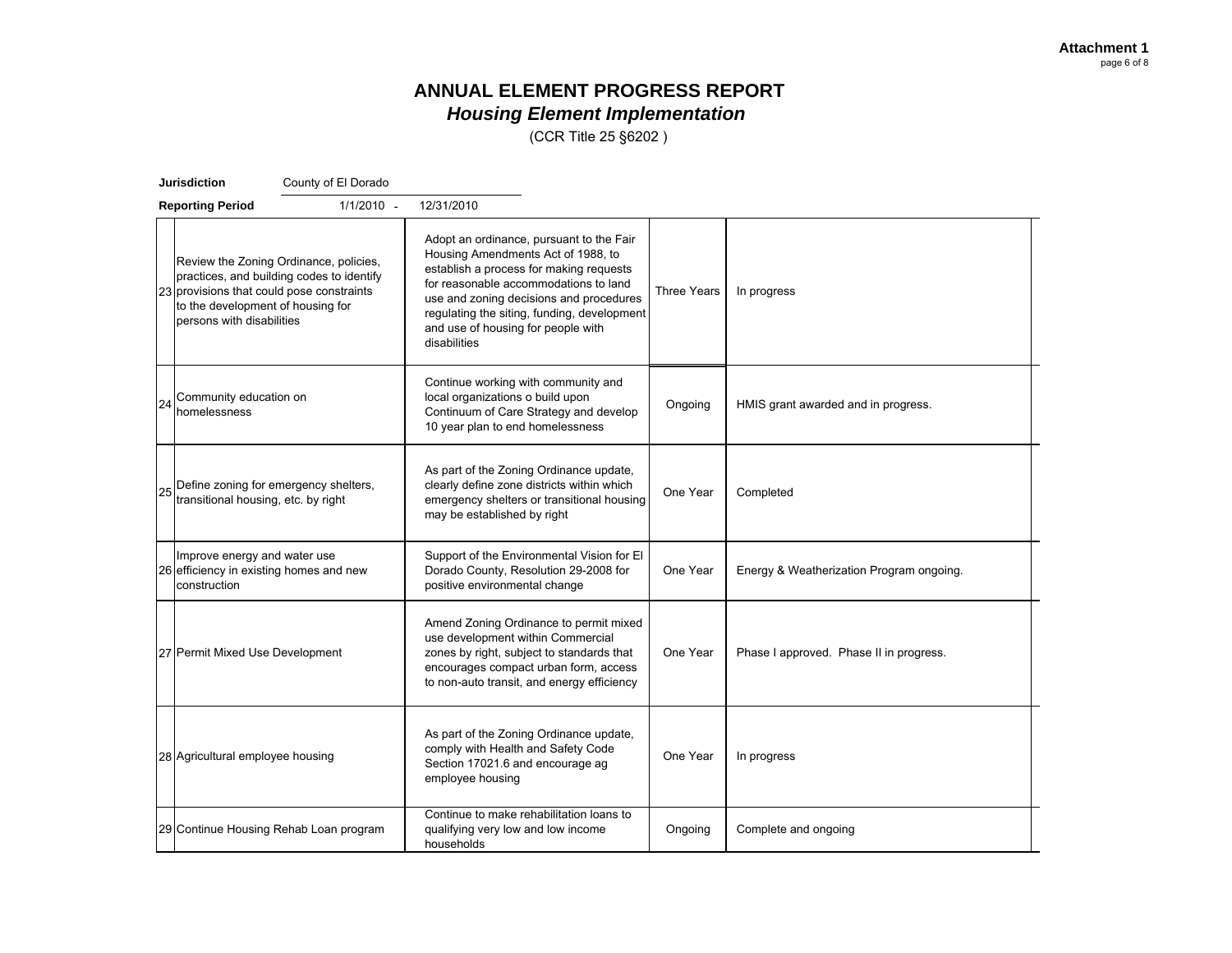Attachment 1

# ANNUAL ELEMENT PROGRESS REPORT

## *Housing Element Implementation*

(CCR Title 25 §6202 )

**Jurisdiction** County of El Dorado

**Reporting Period** 1/1/2010 - 12/31/2010

| # | Program | Objective | Timeframe | Status | |
|---|---|---|---|---|---|
| 23 | Review the Zoning Ordinance, policies, practices, and building codes to identify provisions that could pose constraints to the development of housing for persons with disabilities | Adopt an ordinance, pursuant to the Fair Housing Amendments Act of 1988, to establish a process for making requests for reasonable accommodations to land use and zoning decisions and procedures regulating the siting, funding, development and use of housing for people with disabilities | Three Years | In progress | |
| 24 | Community education on homelessness | Continue working with community and local organizations o build upon Continuum of Care Strategy and develop 10 year plan to end homelessness | Ongoing | HMIS grant awarded and in progress. | |
| 25 | Define zoning for emergency shelters, transitional housing, etc. by right | As part of the Zoning Ordinance update, clearly define zone districts within which emergency shelters or transitional housing may be established by right | One Year | Completed | |
| 26 | Improve energy and water use efficiency in existing homes and new construction | Support of the Environmental Vision for El Dorado County, Resolution 29-2008 for positive environmental change | One Year | Energy & Weatherization Program ongoing. | |
| 27 | Permit Mixed Use Development | Amend Zoning Ordinance to permit mixed use development within Commercial zones by right, subject to standards that encourages compact urban form, access to non-auto transit, and energy efficiency | One Year | Phase I approved. Phase II in progress. | |
| 28 | Agricultural employee housing | As part of the Zoning Ordinance update, comply with Health and Safety Code Section 17021.6 and encourage ag employee housing | One Year | In progress | |
| 29 | Continue Housing Rehab Loan program | Continue to make rehabilitation loans to qualifying very low and low income households | Ongoing | Complete and ongoing | |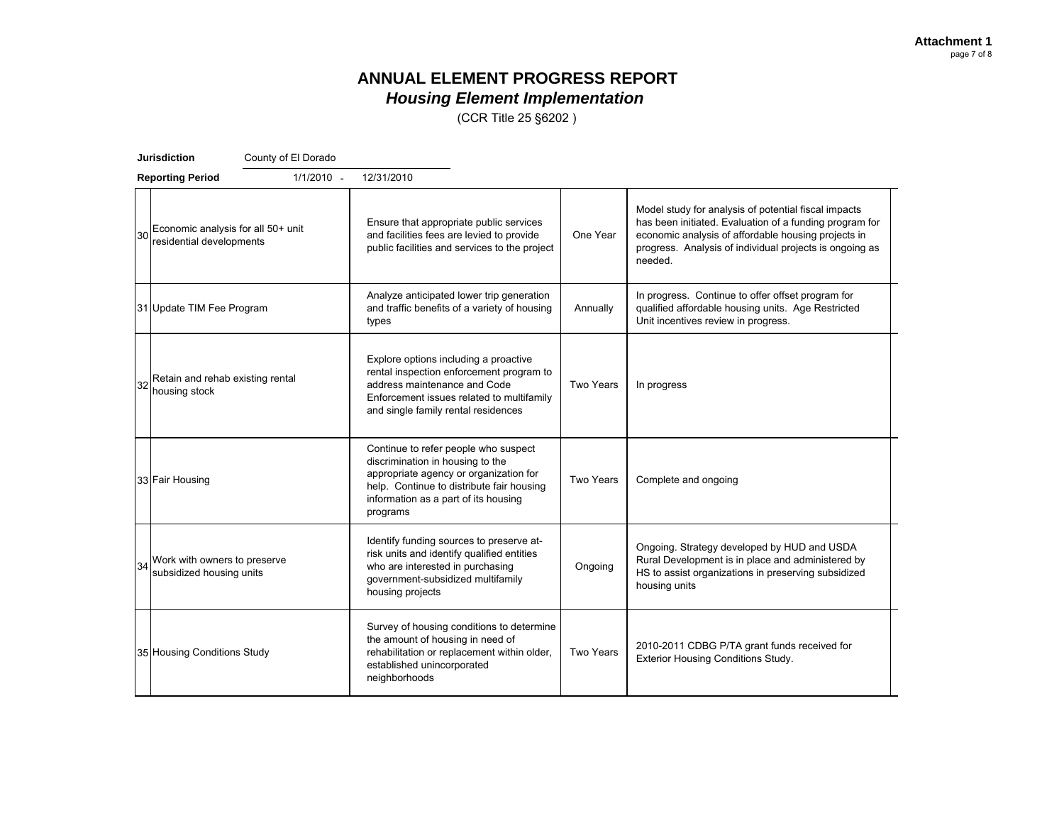**Attachment 1**

# ANNUAL ELEMENT PROGRESS REPORT
## *Housing Element Implementation*
(CCR Title 25 §6202 )

**Jurisdiction** County of El Dorado

**Reporting Period** 1/1/2010 - 12/31/2010

| | | | | | |
|---|---|---|---|---|---|
| 30 | Economic analysis for all 50+ unit residential developments | Ensure that appropriate public services and facilities fees are levied to provide public facilities and services to the project | One Year | Model study for analysis of potential fiscal impacts has been initiated. Evaluation of a funding program for economic analysis of affordable housing projects in progress. Analysis of individual projects is ongoing as needed. | |
| 31 | Update TIM Fee Program | Analyze anticipated lower trip generation and traffic benefits of a variety of housing types | Annually | In progress. Continue to offer offset program for qualified affordable housing units. Age Restricted Unit incentives review in progress. | |
| 32 | Retain and rehab existing rental housing stock | Explore options including a proactive rental inspection enforcement program to address maintenance and Code Enforcement issues related to multifamily and single family rental residences | Two Years | In progress | |
| 33 | Fair Housing | Continue to refer people who suspect discrimination in housing to the appropriate agency or organization for help. Continue to distribute fair housing information as a part of its housing programs | Two Years | Complete and ongoing | |
| 34 | Work with owners to preserve subsidized housing units | Identify funding sources to preserve at-risk units and identify qualified entities who are interested in purchasing government-subsidized multifamily housing projects | Ongoing | Ongoing. Strategy developed by HUD and USDA Rural Development is in place and administered by HS to assist organizations in preserving subsidized housing units | |
| 35 | Housing Conditions Study | Survey of housing conditions to determine the amount of housing in need of rehabilitation or replacement within older, established unincorporated neighborhoods | Two Years | 2010-2011 CDBG P/TA grant funds received for Exterior Housing Conditions Study. | |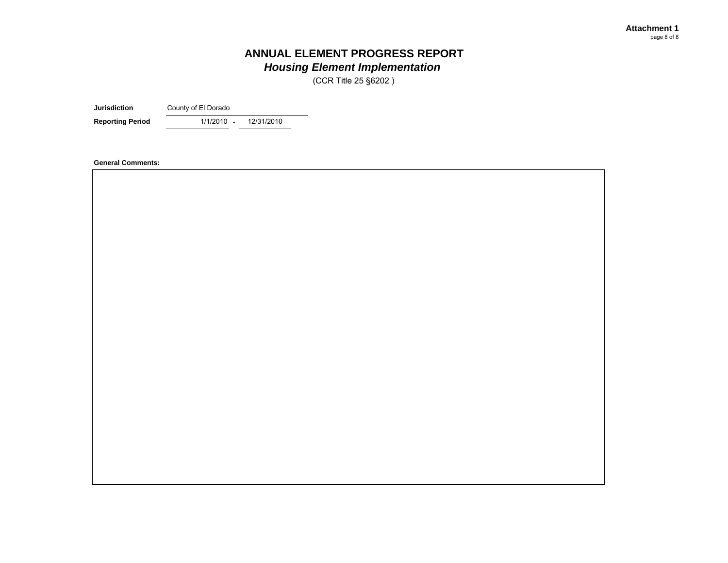# ANNUAL ELEMENT PROGRESS REPORT

## *Housing Element Implementation*

(CCR Title 25 §6202 )

**Jurisdiction** County of El Dorado

**Reporting Period** 1/1/2010 - 12/31/2010

**General Comments:**